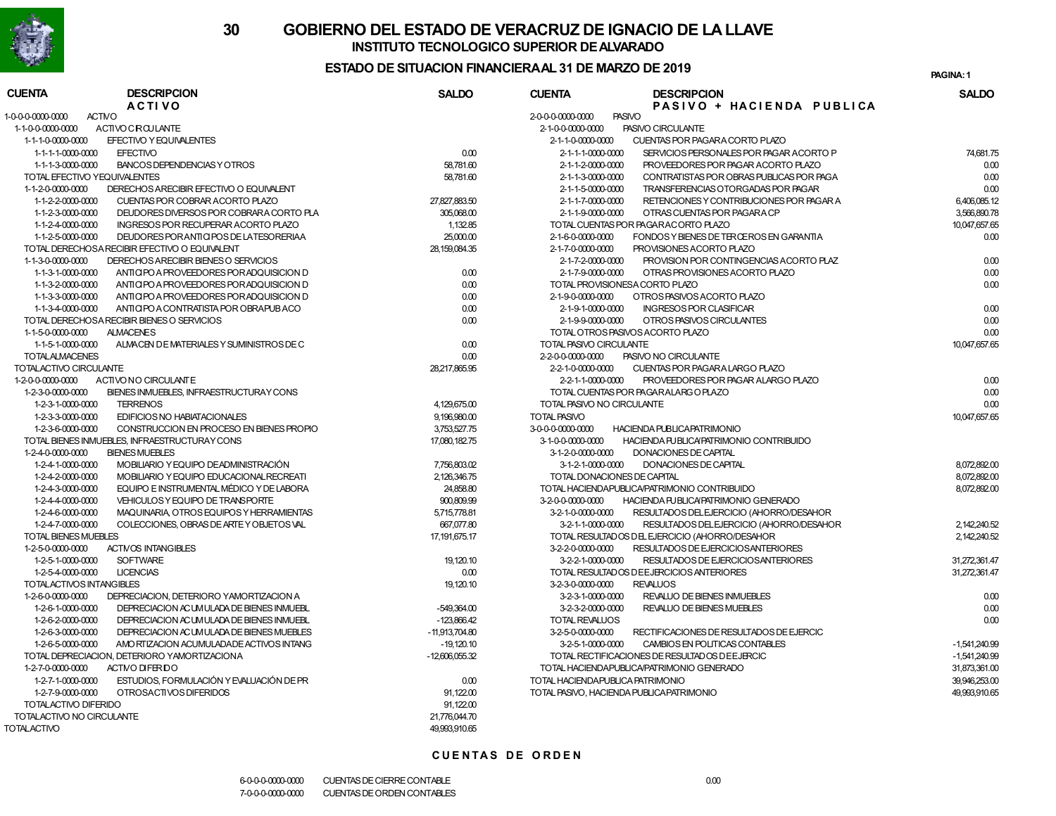# 30 GOBIERNO DEL ESTADO DE VERACRUZ DE IGNACIO DE LA LLAVE

## INSTITUTO TECNOLOGICO SUPERIOR DE ALVARADO

### ESTADO DE SITUACION FINANCIERA AL 31 DE MARZO DE 2019

PAGINA: 1

| CUENTA | DESCRIPCION | SALDO |
|---|---|---|
| | **A C T I V O** | |
| 1-0-0-0-0000-0000 | ACTIVO | |
| 1-1-0-0-0000-0000 | ACTIVO CIRCULANTE | |
| 1-1-1-0-0000-0000 | EFECTIVO Y EQUIVALENTES | |
| 1-1-1-1-0000-0000 | EFECTIVO | 0.00 |
| 1-1-1-3-0000-0000 | BANCOS DEPENDENCIAS Y OTROS | 58,781.60 |
| | TOTAL EFECTIVO Y EQUIVALENTES | 58,781.60 |
| 1-1-2-0-0000-0000 | DERECHOS A RECIBIR EFECTIVO O EQUIVALENT | |
| 1-1-2-2-0000-0000 | CUENTAS POR COBRAR A CORTO PLAZO | 27,827,883.50 |
| 1-1-2-3-0000-0000 | DEUDORES DIVERSOS POR COBRAR A CORTO PLA | 305,068.00 |
| 1-1-2-4-0000-0000 | INGRESOS POR RECUPERAR A CORTO PLAZO | 1,132.85 |
| 1-1-2-5-0000-0000 | DEUDORES POR ANTICIPOS DE LA TESORERIAA | 25,000.00 |
| | TOTAL DERECHOS A RECIBIR EFECTIVO O EQUIVALENT | 28,159,084.35 |
| 1-1-3-0-0000-0000 | DERECHOS A RECIBIR BIENES O SERVICIOS | |
| 1-1-3-1-0000-0000 | ANTICIPO A PROVEEDORES POR ADQUISICION D | 0.00 |
| 1-1-3-2-0000-0000 | ANTICIPO A PROVEEDORES POR ADQUISICION D | 0.00 |
| 1-1-3-3-0000-0000 | ANTICIPO A PROVEEDORES POR ADQUISICION D | 0.00 |
| 1-1-3-4-0000-0000 | ANTICIPO A CONTRATISTA POR OBRA PUB A CO | 0.00 |
| | TOTAL DERECHOS A RECIBIR BIENES O SERVICIOS | 0.00 |
| 1-1-5-0-0000-0000 | ALMACENES | |
| 1-1-5-1-0000-0000 | ALMACEN DE MATERIALES Y SUMINISTROS DE C | 0.00 |
| | TOTAL ALMACENES | 0.00 |
| | TOTAL ACTIVO CIRCULANTE | 28,217,865.95 |
| 1-2-0-0-0000-0000 | ACTIVO NO CIRCULANTE | |
| 1-2-3-0-0000-0000 | BIENES INMUEBLES, INFRAESTRUCTURA Y CONS | |
| 1-2-3-1-0000-0000 | TERRENOS | 4,129,675.00 |
| 1-2-3-3-0000-0000 | EDIFICIOS NO HABITACIONALES | 9,196,980.00 |
| 1-2-3-6-0000-0000 | CONSTRUCCION EN PROCESO EN BIENES PROPIO | 3,753,527.75 |
| | TOTAL BIENES INMUEBLES, INFRAESTRUCTURA Y CONS | 17,080,182.75 |
| 1-2-4-0-0000-0000 | BIENES MUEBLES | |
| 1-2-4-1-0000-0000 | MOBILIARIO Y EQUIPO DE ADMINISTRACIÓN | 7,756,803.02 |
| 1-2-4-2-0000-0000 | MOBILIARIO Y EQUIPO EDUCACIONAL RECREATI | 2,126,346.75 |
| 1-2-4-3-0000-0000 | EQUIPO E INSTRUMENTAL MÉDICO Y DE LABORA | 24,858.80 |
| 1-2-4-4-0000-0000 | VEHICULOS Y EQUIPO DE TRANSPORTE | 900,809.99 |
| 1-2-4-6-0000-0000 | MAQUINARIA, OTROS EQUIPOS Y HERRAMIENTAS | 5,715,778.81 |
| 1-2-4-7-0000-0000 | COLECCIONES, OBRAS DE ARTE Y OBJETOS VAL | 667,077.80 |
| | TOTAL BIENES MUEBLES | 17,191,675.17 |
| 1-2-5-0-0000-0000 | ACTIVOS INTANGIBLES | |
| 1-2-5-1-0000-0000 | SOFTWARE | 19,120.10 |
| 1-2-5-4-0000-0000 | LICENCIAS | 0.00 |
| | TOTAL ACTIVOS INTANGIBLES | 19,120.10 |
| 1-2-6-0-0000-0000 | DEPRECIACION, DETERIORO Y AMORTIZACION A | |
| 1-2-6-1-0000-0000 | DEPRECIACION ACUMULADA DE BIENES INMUEBL | -549,364.00 |
| 1-2-6-2-0000-0000 | DEPRECIACION ACUMULADA DE BIENES INMUEBL | -123,866.42 |
| 1-2-6-3-0000-0000 | DEPRECIACION ACUMULADA DE BIENES MUEBLES | -11,913,704.80 |
| 1-2-6-5-0000-0000 | AMORTIZACION ACUMULADA DE ACTIVOS INTANG | -19,120.10 |
| | TOTAL DEPRECIACION, DETERIORO Y AMORTIZACION A | -12,606,055.32 |
| 1-2-7-0-0000-0000 | ACTIVO DIFERIDO | |
| 1-2-7-1-0000-0000 | ESTUDIOS, FORMULACIÓN Y EVALUACIÓN DE PR | 0.00 |
| 1-2-7-9-0000-0000 | OTROS ACTIVOS DIFERIDOS | 91,122.00 |
| | TOTAL ACTIVO DIFERIDO | 91,122.00 |
| | TOTAL ACTIVO NO CIRCULANTE | 21,776,044.70 |
| | TOTAL ACTIVO | 49,993,910.65 |

| CUENTA | DESCRIPCION | SALDO |
|---|---|---|
| | **P A S I V O + H A C I E N D A P U B L I C A** | |
| 2-0-0-0-0000-0000 | PASIVO | |
| 2-1-0-0-0000-0000 | PASIVO CIRCULANTE | |
| 2-1-1-0-0000-0000 | CUENTAS POR PAGAR A CORTO PLAZO | |
| 2-1-1-1-0000-0000 | SERVICIOS PERSONALES POR PAGAR A CORTO P | 74,681.75 |
| 2-1-1-2-0000-0000 | PROVEEDORES POR PAGAR A CORTO PLAZO | 0.00 |
| 2-1-1-3-0000-0000 | CONTRATISTAS POR OBRAS PUBLICAS POR PAGA | 0.00 |
| 2-1-1-5-0000-0000 | TRANSFERENCIAS OTORGADAS POR PAGAR | 0.00 |
| 2-1-1-7-0000-0000 | RETENCIONES Y CONTRIBUCIONES POR PAGAR A | 6,406,085.12 |
| 2-1-1-9-0000-0000 | OTRAS CUENTAS POR PAGAR A CP | 3,566,890.78 |
| | TOTAL CUENTAS POR PAGAR A CORTO PLAZO | 10,047,657.65 |
| 2-1-6-0-0000-0000 | FONDOS Y BIENES DE TERCEROS EN GARANTIA | 0.00 |
| 2-1-7-0-0000-0000 | PROVISIONES A CORTO PLAZO | |
| 2-1-7-2-0000-0000 | PROVISION POR CONTINGENCIAS A CORTO PLAZ | 0.00 |
| 2-1-7-9-0000-0000 | OTRAS PROVISIONES A CORTO PLAZO | 0.00 |
| | TOTAL PROVISIONES A CORTO PLAZO | 0.00 |
| 2-1-9-0-0000-0000 | OTROS PASIVOS A CORTO PLAZO | |
| 2-1-9-1-0000-0000 | INGRESOS POR CLASIFICAR | 0.00 |
| 2-1-9-9-0000-0000 | OTROS PASIVOS CIRCULANTES | 0.00 |
| | TOTAL OTROS PASIVOS A CORTO PLAZO | 0.00 |
| | TOTAL PASIVO CIRCULANTE | 10,047,657.65 |
| 2-2-0-0-0000-0000 | PASIVO NO CIRCULANTE | |
| 2-2-1-0-0000-0000 | CUENTAS POR PAGAR A LARGO PLAZO | |
| 2-2-1-1-0000-0000 | PROVEEDORES POR PAGAR A LARGO PLAZO | 0.00 |
| | TOTAL CUENTAS POR PAGAR A LARGO PLAZO | 0.00 |
| | TOTAL PASIVO NO CIRCULANTE | 0.00 |
| | TOTAL PASIVO | 10,047,657.65 |
| 3-0-0-0-0000-0000 | HACIENDA PUBLICA PATRIMONIO | |
| 3-1-0-0-0000-0000 | HACIENDA PUBLICA/PATRIMONIO CONTRIBUIDO | |
| 3-1-2-0-0000-0000 | DONACIONES DE CAPITAL | |
| 3-1-2-1-0000-0000 | DONACIONES DE CAPITAL | 8,072,892.00 |
| | TOTAL DONACIONES DE CAPITAL | 8,072,892.00 |
| | TOTAL HACIENDA PUBLICA/PATRIMONIO CONTRIBUIDO | 8,072,892.00 |
| 3-2-0-0-0000-0000 | HACIENDA PUBLICA/PATRIMONIO GENERADO | |
| 3-2-1-0-0000-0000 | RESULTADOS DEL EJERCICIO (AHORRO/DESAHOR | |
| 3-2-1-1-0000-0000 | RESULTADOS DEL EJERCICIO (AHORRO/DESAHOR | 2,142,240.52 |
| | TOTAL RESULTADOS DEL EJERCICIO (AHORRO/DESAHOR | 2,142,240.52 |
| 3-2-2-0-0000-0000 | RESULTADOS DE EJERCICIOS ANTERIORES | |
| 3-2-2-1-0000-0000 | RESULTADOS DE EJERCICIOS ANTERIORES | 31,272,361.47 |
| | TOTAL RESULTADOS DE EJERCICIOS ANTERIORES | 31,272,361.47 |
| 3-2-3-0-0000-0000 | REVALUOS | |
| 3-2-3-1-0000-0000 | REVALUO DE BIENES INMUEBLES | 0.00 |
| 3-2-3-2-0000-0000 | REVALUO DE BIENES MUEBLES | 0.00 |
| | TOTAL REVALUOS | 0.00 |
| 3-2-5-0-0000-0000 | RECTIFICACIONES DE RESULTADOS DE EJERCIC | |
| 3-2-5-1-0000-0000 | CAMBIOS EN POLITICAS CONTABLES | -1,541,240.99 |
| | TOTAL RECTIFICACIONES DE RESULTADOS DE EJERCIC | -1,541,240.99 |
| | TOTAL HACIENDA PUBLICA/PATRIMONIO GENERADO | 31,873,361.00 |
| | TOTAL HACIENDA PUBLICA PATRIMONIO | 39,946,253.00 |
| | TOTAL PASIVO, HACIENDA PUBLICA PATRIMONIO | 49,993,910.65 |

## C U E N T A S D E O R D E N

| CUENTA | DESCRIPCION | SALDO |
|---|---|---|
| 6-0-0-0-0000-0000 | CUENTAS DE CIERRE CONTABLE | 0.00 |
| 7-0-0-0-0000-0000 | CUENTAS DE ORDEN CONTABLES | |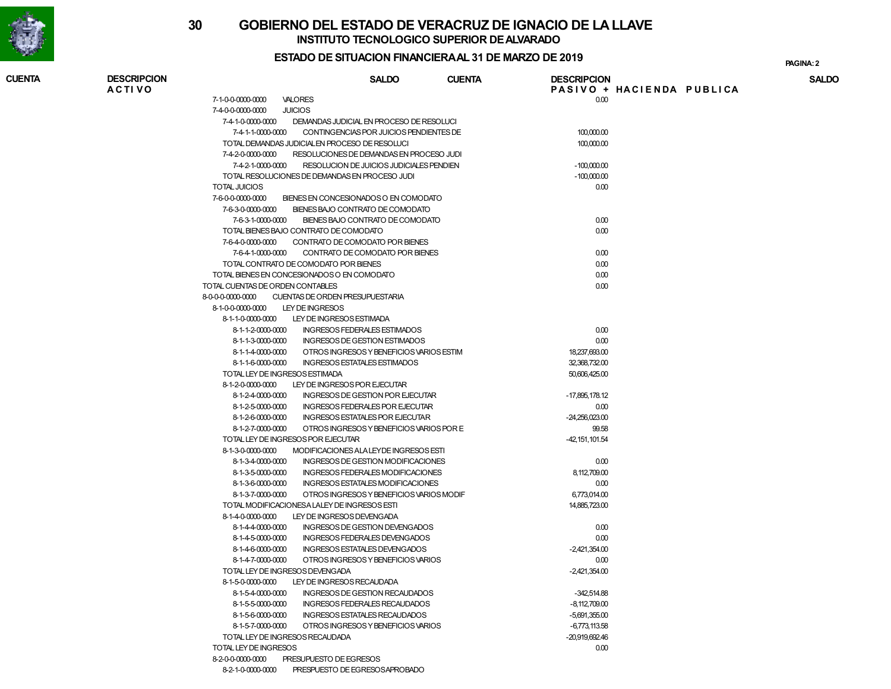# GOBIERNO DEL ESTADO DE VERACRUZ DE IGNACIO DE LA LLAVE

## INSTITUTO TECNOLOGICO SUPERIOR DE ALVARADO

### ESTADO DE SITUACION FINANCIERA AL 31 DE MARZO DE 2019

| CUENTA | DESCRIPCION | SALDO |
|---|---|---|
| 7-1-0-0-0000-0000 | VALORES | 0.00 |
| 7-4-0-0-0000-0000 | JUICIOS | |
| 7-4-1-0-0000-0000 | DEMANDAS JUDICIAL EN PROCESO DE RESOLUCI | |
| 7-4-1-1-0000-0000 | CONTINGENCIAS POR JUICIOS PENDIENTES DE | 100,000.00 |
| | TOTAL DEMANDAS JUDICIAL EN PROCESO DE RESOLUCI | 100,000.00 |
| 7-4-2-0-0000-0000 | RESOLUCIONES DE DEMANDAS EN PROCESO JUDI | |
| 7-4-2-1-0000-0000 | RESOLUCION DE JUICIOS JUDICIALES PENDIEN | -100,000.00 |
| | TOTAL RESOLUCIONES DE DEMANDAS EN PROCESO JUDI | -100,000.00 |
| | TOTAL JUICIOS | 0.00 |
| 7-6-0-0-0000-0000 | BIENES EN CONCESIONADOS O EN COMODATO | |
| 7-6-3-0-0000-0000 | BIENES BAJO CONTRATO DE COMODATO | |
| 7-6-3-1-0000-0000 | BIENES BAJO CONTRATO DE COMODATO | 0.00 |
| | TOTAL BIENES BAJO CONTRATO DE COMODATO | 0.00 |
| 7-6-4-0-0000-0000 | CONTRATO DE COMODATO POR BIENES | |
| 7-6-4-1-0000-0000 | CONTRATO DE COMODATO POR BIENES | 0.00 |
| | TOTAL CONTRATO DE COMODATO POR BIENES | 0.00 |
| | TOTAL BIENES EN CONCESIONADOS O EN COMODATO | 0.00 |
| | TOTAL CUENTAS DE ORDEN CONTABLES | 0.00 |
| 8-0-0-0-0000-0000 | CUENTAS DE ORDEN PRESUPUESTARIA | |
| 8-1-0-0-0000-0000 | LEY DE INGRESOS | |
| 8-1-1-0-0000-0000 | LEY DE INGRESOS ESTIMADA | |
| 8-1-1-2-0000-0000 | INGRESOS FEDERALES ESTIMADOS | 0.00 |
| 8-1-1-3-0000-0000 | INGRESOS DE GESTION ESTIMADOS | 0.00 |
| 8-1-1-4-0000-0000 | OTROS INGRESOS Y BENEFICIOS VARIOS ESTIM | 18,237,693.00 |
| 8-1-1-6-0000-0000 | INGRESOS ESTATALES ESTIMADOS | 32,368,732.00 |
| | TOTAL LEY DE INGRESOS ESTIMADA | 50,606,425.00 |
| 8-1-2-0-0000-0000 | LEY DE INGRESOS POR EJECUTAR | |
| 8-1-2-4-0000-0000 | INGRESOS DE GESTION POR EJECUTAR | -17,895,178.12 |
| 8-1-2-5-0000-0000 | INGRESOS FEDERALES POR EJECUTAR | 0.00 |
| 8-1-2-6-0000-0000 | INGRESOS ESTATALES POR EJECUTAR | -24,256,023.00 |
| 8-1-2-7-0000-0000 | OTROS INGRESOS Y BENEFICIOS VARIOS POR E | 99.58 |
| | TOTAL LEY DE INGRESOS POR EJECUTAR | -42,151,101.54 |
| 8-1-3-0-0000-0000 | MODIFICACIONES ALA LEYDE INGRESOS ESTI | |
| 8-1-3-4-0000-0000 | INGRESOS DE GESTION MODIFICACIONES | 0.00 |
| 8-1-3-5-0000-0000 | INGRESOS FEDERALES MODIFICACIONES | 8,112,709.00 |
| 8-1-3-6-0000-0000 | INGRESOS ESTATALES MODIFICACIONES | 0.00 |
| 8-1-3-7-0000-0000 | OTROS INGRESOS Y BENEFICIOS VARIOS MODIF | 6,773,014.00 |
| | TOTAL MODIFICACIONESA LALEY DE INGRESOS ESTI | 14,885,723.00 |
| 8-1-4-0-0000-0000 | LEY DE INGRESOS DEVENGADA | |
| 8-1-4-4-0000-0000 | INGRESOS DE GESTION DEVENGADOS | 0.00 |
| 8-1-4-5-0000-0000 | INGRESOS FEDERALES DEVENGADOS | 0.00 |
| 8-1-4-6-0000-0000 | INGRESOS ESTATALES DEVENGADOS | -2,421,354.00 |
| 8-1-4-7-0000-0000 | OTROS INGRESOS Y BENEFICIOS VARIOS | 0.00 |
| | TOTAL LEY DE INGRESOS DEVENGADA | -2,421,354.00 |
| 8-1-5-0-0000-0000 | LEY DE INGRESOS RECAUDADA | |
| 8-1-5-4-0000-0000 | INGRESOS DE GESTION RECAUDADOS | -342,514.88 |
| 8-1-5-5-0000-0000 | INGRESOS FEDERALES RECAUDADOS | -8,112,709.00 |
| 8-1-5-6-0000-0000 | INGRESOS ESTATALES RECAUDADOS | -5,691,355.00 |
| 8-1-5-7-0000-0000 | OTROS INGRESOS Y BENEFICIOS VARIOS | -6,773,113.58 |
| | TOTAL LEY DE INGRESOS RECAUDADA | -20,919,692.46 |
| | TOTAL LEY DE INGRESOS | 0.00 |
| 8-2-0-0-0000-0000 | PRESUPUESTO DE EGRESOS | |
| 8-2-1-0-0000-0000 | PRESPUESTO DE EGRESOSAPROBADO | |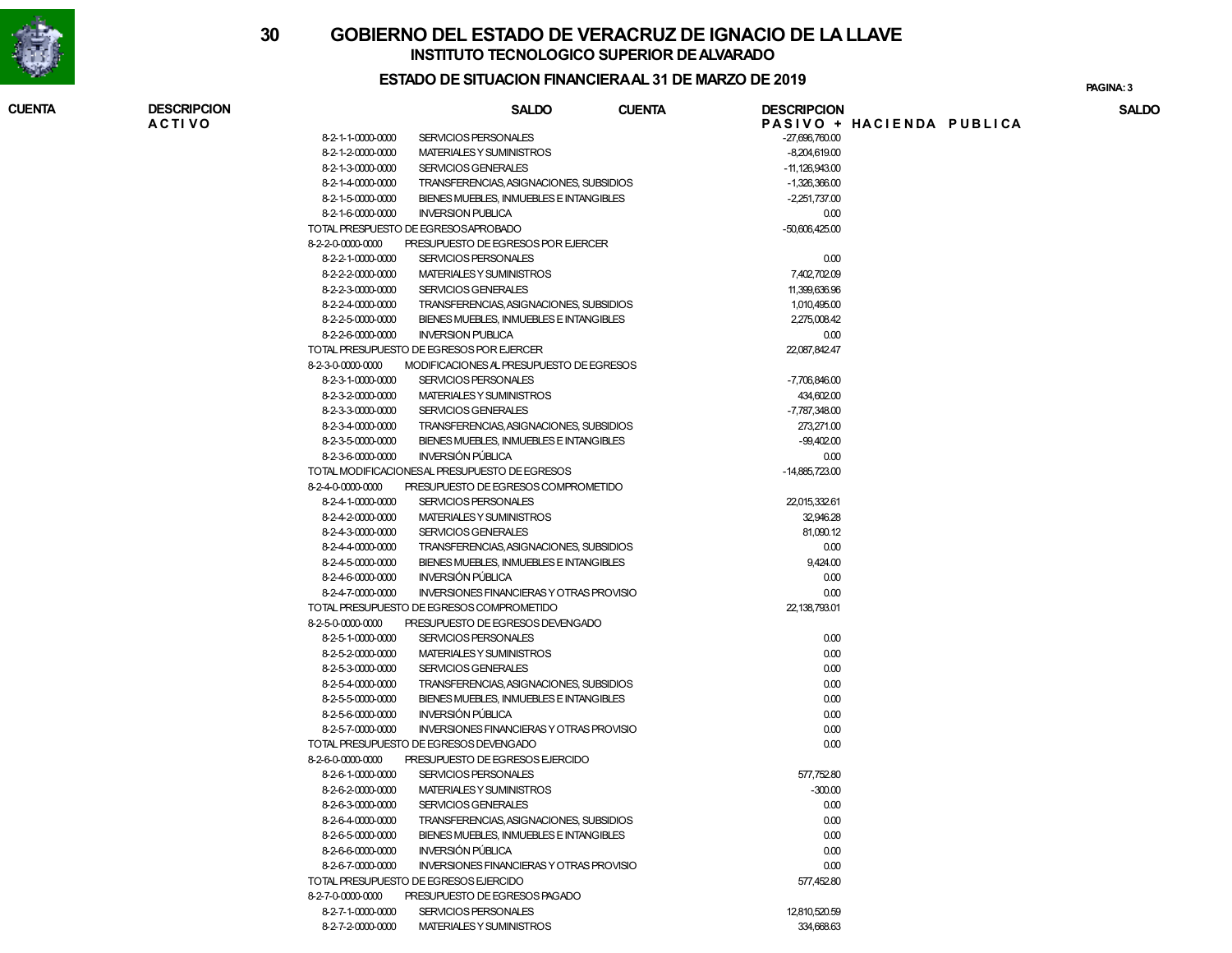# GOBIERNO DEL ESTADO DE VERACRUZ DE IGNACIO DE LA LLAVE

## INSTITUTO TECNOLOGICO SUPERIOR DE ALVARADO

### ESTADO DE SITUACION FINANCIERA AL 31 DE MARZO DE 2019

| CUENTA | DESCRIPCION | SALDO |
|---|---|---|
| | **A C T I V O** / **P A S I V O + H A C I E N D A P U B L I C A** | |
| 8-2-1-1-0000-0000 | SERVICIOS PERSONALES | -27,696,760.00 |
| 8-2-1-2-0000-0000 | MATERIALES Y SUMINISTROS | -8,204,619.00 |
| 8-2-1-3-0000-0000 | SERVICIOS GENERALES | -11,126,943.00 |
| 8-2-1-4-0000-0000 | TRANSFERENCIAS, ASIGNACIONES, SUBSIDIOS | -1,326,366.00 |
| 8-2-1-5-0000-0000 | BIENES MUEBLES, INMUEBLES E INTANGIBLES | -2,251,737.00 |
| 8-2-1-6-0000-0000 | INVERSION PUBLICA | 0.00 |
| | TOTAL PRESPUESTO DE EGRESOS APROBADO | -50,606,425.00 |
| 8-2-2-0-0000-0000 | PRESUPUESTO DE EGRESOS POR EJERCER | |
| 8-2-2-1-0000-0000 | SERVICIOS PERSONALES | 0.00 |
| 8-2-2-2-0000-0000 | MATERIALES Y SUMINISTROS | 7,402,702.09 |
| 8-2-2-3-0000-0000 | SERVICIOS GENERALES | 11,399,636.96 |
| 8-2-2-4-0000-0000 | TRANSFERENCIAS, ASIGNACIONES, SUBSIDIOS | 1,010,495.00 |
| 8-2-2-5-0000-0000 | BIENES MUEBLES, INMUEBLES E INTANGIBLES | 2,275,008.42 |
| 8-2-2-6-0000-0000 | INVERSION PUBLICA | 0.00 |
| | TOTAL PRESUPUESTO DE EGRESOS POR EJERCER | 22,087,842.47 |
| 8-2-3-0-0000-0000 | MODIFICACIONES AL PRESUPUESTO DE EGRESOS | |
| 8-2-3-1-0000-0000 | SERVICIOS PERSONALES | -7,706,846.00 |
| 8-2-3-2-0000-0000 | MATERIALES Y SUMINISTROS | 434,602.00 |
| 8-2-3-3-0000-0000 | SERVICIOS GENERALES | -7,787,348.00 |
| 8-2-3-4-0000-0000 | TRANSFERENCIAS, ASIGNACIONES, SUBSIDIOS | 273,271.00 |
| 8-2-3-5-0000-0000 | BIENES MUEBLES, INMUEBLES E INTANGIBLES | -99,402.00 |
| 8-2-3-6-0000-0000 | INVERSIÓN PÚBLICA | 0.00 |
| | TOTAL MODIFICACIONES AL PRESUPUESTO DE EGRESOS | -14,885,723.00 |
| 8-2-4-0-0000-0000 | PRESUPUESTO DE EGRESOS COMPROMETIDO | |
| 8-2-4-1-0000-0000 | SERVICIOS PERSONALES | 22,015,332.61 |
| 8-2-4-2-0000-0000 | MATERIALES Y SUMINISTROS | 32,946.28 |
| 8-2-4-3-0000-0000 | SERVICIOS GENERALES | 81,090.12 |
| 8-2-4-4-0000-0000 | TRANSFERENCIAS, ASIGNACIONES, SUBSIDIOS | 0.00 |
| 8-2-4-5-0000-0000 | BIENES MUEBLES, INMUEBLES E INTANGIBLES | 9,424.00 |
| 8-2-4-6-0000-0000 | INVERSIÓN PÚBLICA | 0.00 |
| 8-2-4-7-0000-0000 | INVERSIONES FINANCIERAS Y OTRAS PROVISIO | 0.00 |
| | TOTAL PRESUPUESTO DE EGRESOS COMPROMETIDO | 22,138,793.01 |
| 8-2-5-0-0000-0000 | PRESUPUESTO DE EGRESOS DEVENGADO | |
| 8-2-5-1-0000-0000 | SERVICIOS PERSONALES | 0.00 |
| 8-2-5-2-0000-0000 | MATERIALES Y SUMINISTROS | 0.00 |
| 8-2-5-3-0000-0000 | SERVICIOS GENERALES | 0.00 |
| 8-2-5-4-0000-0000 | TRANSFERENCIAS, ASIGNACIONES, SUBSIDIOS | 0.00 |
| 8-2-5-5-0000-0000 | BIENES MUEBLES, INMUEBLES E INTANGIBLES | 0.00 |
| 8-2-5-6-0000-0000 | INVERSIÓN PÚBLICA | 0.00 |
| 8-2-5-7-0000-0000 | INVERSIONES FINANCIERAS Y OTRAS PROVISIO | 0.00 |
| | TOTAL PRESUPUESTO DE EGRESOS DEVENGADO | 0.00 |
| 8-2-6-0-0000-0000 | PRESUPUESTO DE EGRESOS EJERCIDO | |
| 8-2-6-1-0000-0000 | SERVICIOS PERSONALES | 577,752.80 |
| 8-2-6-2-0000-0000 | MATERIALES Y SUMINISTROS | -300.00 |
| 8-2-6-3-0000-0000 | SERVICIOS GENERALES | 0.00 |
| 8-2-6-4-0000-0000 | TRANSFERENCIAS, ASIGNACIONES, SUBSIDIOS | 0.00 |
| 8-2-6-5-0000-0000 | BIENES MUEBLES, INMUEBLES E INTANGIBLES | 0.00 |
| 8-2-6-6-0000-0000 | INVERSIÓN PÚBLICA | 0.00 |
| 8-2-6-7-0000-0000 | INVERSIONES FINANCIERAS Y OTRAS PROVISIO | 0.00 |
| | TOTAL PRESUPUESTO DE EGRESOS EJERCIDO | 577,452.80 |
| 8-2-7-0-0000-0000 | PRESUPUESTO DE EGRESOS PAGADO | |
| 8-2-7-1-0000-0000 | SERVICIOS PERSONALES | 12,810,520.59 |
| 8-2-7-2-0000-0000 | MATERIALES Y SUMINISTROS | 334,668.63 |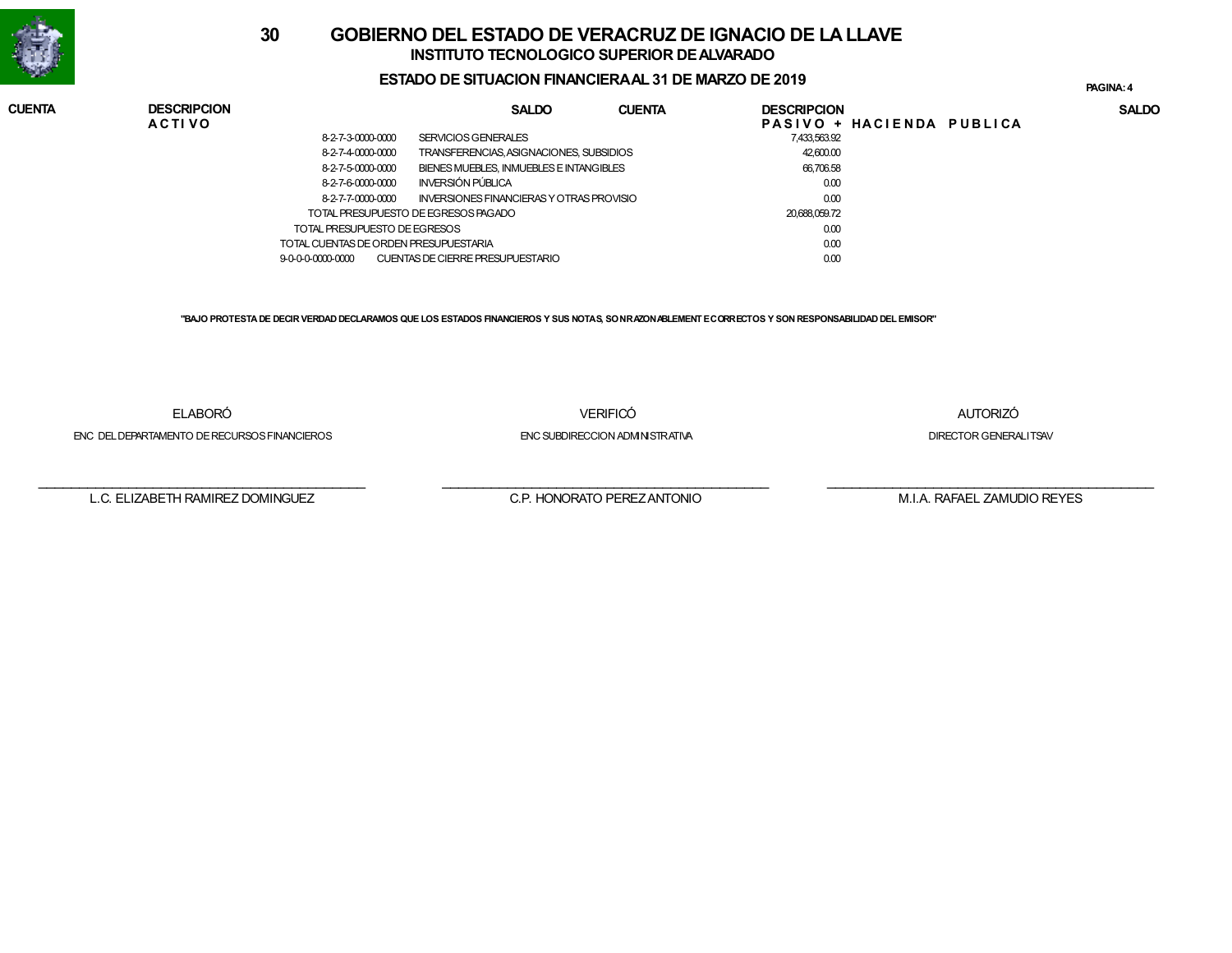# 30 GOBIERNO DEL ESTADO DE VERACRUZ DE IGNACIO DE LA LLAVE

## INSTITUTO TECNOLOGICO SUPERIOR DE ALVARADO

### ESTADO DE SITUACION FINANCIERA AL 31 DE MARZO DE 2019

PAGINA: 4

| CUENTA | DESCRIPCION | SALDO |
|---|---|---|
| 8-2-7-3-0000-0000 | SERVICIOS GENERALES | 7,433,563.92 |
| 8-2-7-4-0000-0000 | TRANSFERENCIAS, ASIGNACIONES, SUBSIDIOS | 42,600.00 |
| 8-2-7-5-0000-0000 | BIENES MUEBLES, INMUEBLES E INTANGIBLES | 66,706.58 |
| 8-2-7-6-0000-0000 | INVERSIÓN PÚBLICA | 0.00 |
| 8-2-7-7-0000-0000 | INVERSIONES FINANCIERAS Y OTRAS PROVISIO | 0.00 |
| | TOTAL PRESUPUESTO DE EGRESOS PAGADO | 20,688,059.72 |
| | TOTAL PRESUPUESTO DE EGRESOS | 0.00 |
| | TOTAL CUENTAS DE ORDEN PRESUPUESTARIA | 0.00 |
| 9-0-0-0-0000-0000 | CUENTAS DE CIERRE PRESUPUESTARIO | 0.00 |

**"BAJO PROTESTA DE DECIR VERDAD DECLARAMOS QUE LOS ESTADOS FINANCIEROS Y SUS NOTAS, SON RAZONABLEMENTE CORRECTOS Y SON RESPONSABILIDAD DEL EMISOR"**

| ELABORÓ | VERIFICÓ | AUTORIZÓ |
|---|---|---|
| ENC DEL DEPARTAMENTO DE RECURSOS FINANCIEROS | ENC SUBDIRECCION ADMINISTRATIVA | DIRECTOR GENERAL ITSAV |
| L.C. ELIZABETH RAMIREZ DOMINGUEZ | C.P. HONORATO PEREZ ANTONIO | M.I.A. RAFAEL ZAMUDIO REYES |